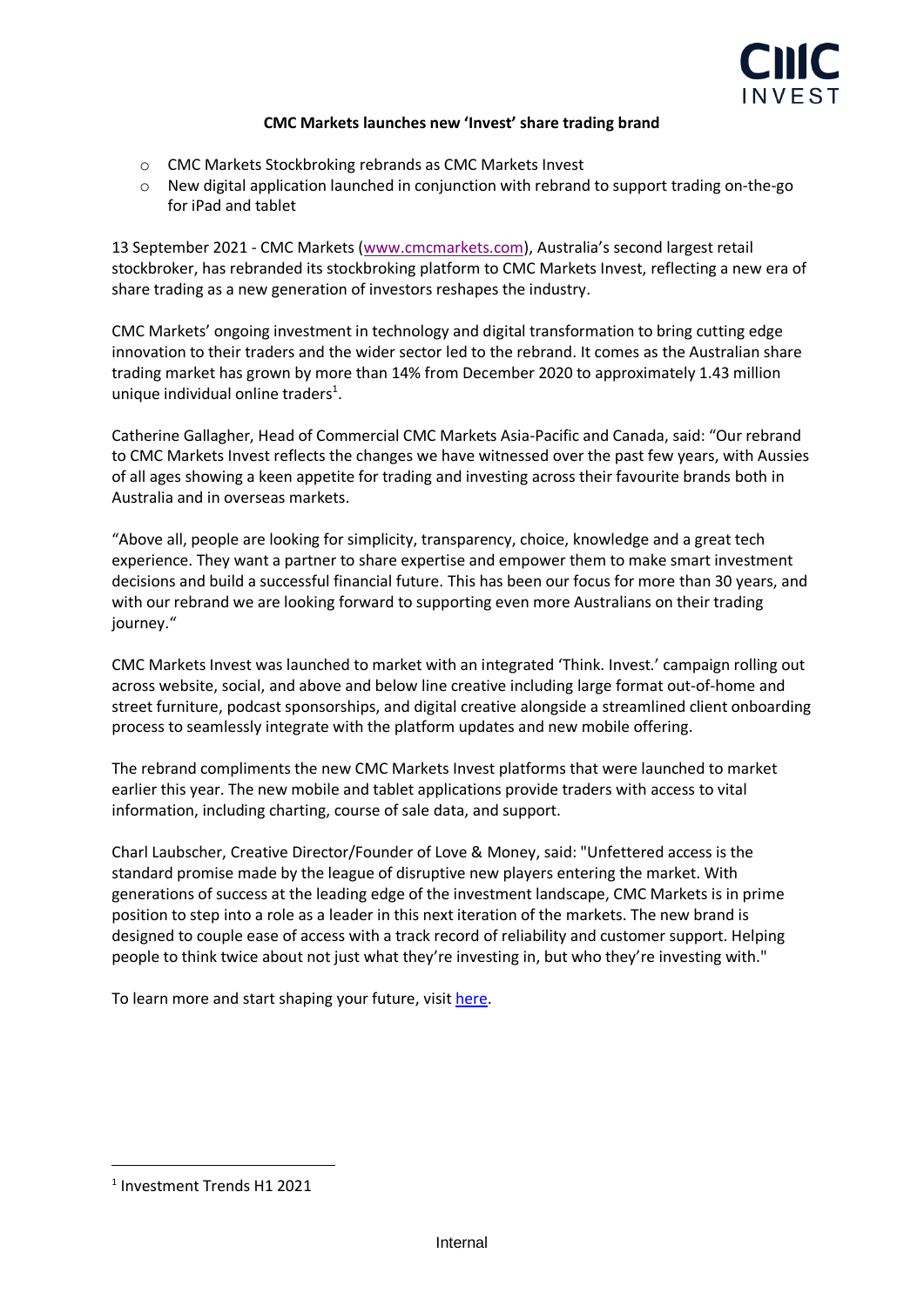# CMC Markets launches new 'Invest' share trading brand

- CMC Markets Stockbroking rebrands as CMC Markets Invest
- New digital application launched in conjunction with rebrand to support trading on-the-go for iPad and tablet

13 September 2021 - CMC Markets (www.cmcmarkets.com), Australia's second largest retail stockbroker, has rebranded its stockbroking platform to CMC Markets Invest, reflecting a new era of share trading as a new generation of investors reshapes the industry.

CMC Markets' ongoing investment in technology and digital transformation to bring cutting edge innovation to their traders and the wider sector led to the rebrand. It comes as the Australian share trading market has grown by more than 14% from December 2020 to approximately 1.43 million unique individual online traders[1].

Catherine Gallagher, Head of Commercial CMC Markets Asia-Pacific and Canada, said: "Our rebrand to CMC Markets Invest reflects the changes we have witnessed over the past few years, with Aussies of all ages showing a keen appetite for trading and investing across their favourite brands both in Australia and in overseas markets.

"Above all, people are looking for simplicity, transparency, choice, knowledge and a great tech experience. They want a partner to share expertise and empower them to make smart investment decisions and build a successful financial future. This has been our focus for more than 30 years, and with our rebrand we are looking forward to supporting even more Australians on their trading journey."

CMC Markets Invest was launched to market with an integrated 'Think. Invest.' campaign rolling out across website, social, and above and below line creative including large format out-of-home and street furniture, podcast sponsorships, and digital creative alongside a streamlined client onboarding process to seamlessly integrate with the platform updates and new mobile offering.

The rebrand compliments the new CMC Markets Invest platforms that were launched to market earlier this year. The new mobile and tablet applications provide traders with access to vital information, including charting, course of sale data, and support.

Charl Laubscher, Creative Director/Founder of Love & Money, said: "Unfettered access is the standard promise made by the league of disruptive new players entering the market. With generations of success at the leading edge of the investment landscape, CMC Markets is in prime position to step into a role as a leader in this next iteration of the markets. The new brand is designed to couple ease of access with a track record of reliability and customer support. Helping people to think twice about not just what they're investing in, but who they're investing with."

To learn more and start shaping your future, visit here.

[1] Investment Trends H1 2021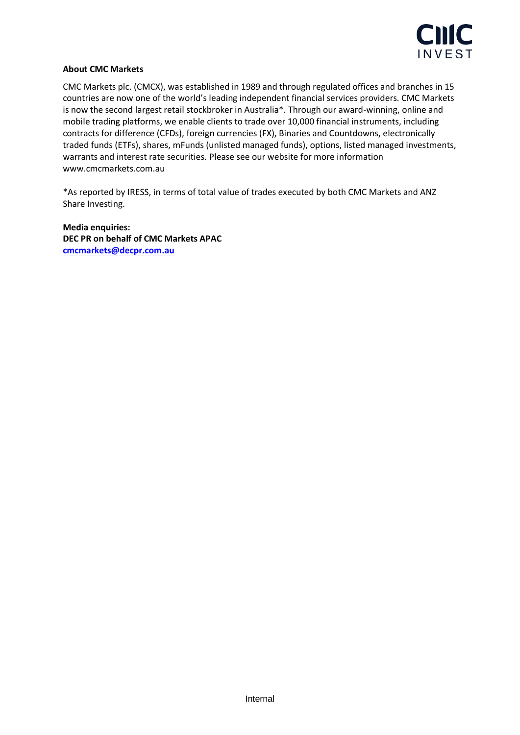**About CMC Markets**

CMC Markets plc. (CMCX), was established in 1989 and through regulated offices and branches in 15 countries are now one of the world's leading independent financial services providers. CMC Markets is now the second largest retail stockbroker in Australia*. Through our award-winning, online and mobile trading platforms, we enable clients to trade over 10,000 financial instruments, including contracts for difference (CFDs), foreign currencies (FX), Binaries and Countdowns, electronically traded funds (ETFs), shares, mFunds (unlisted managed funds), options, listed managed investments, warrants and interest rate securities. Please see our website for more information www.cmcmarkets.com.au

*As reported by IRESS, in terms of total value of trades executed by both CMC Markets and ANZ Share Investing.

**Media enquiries:**
**DEC PR on behalf of CMC Markets APAC**
**cmcmarkets@decpr.com.au**